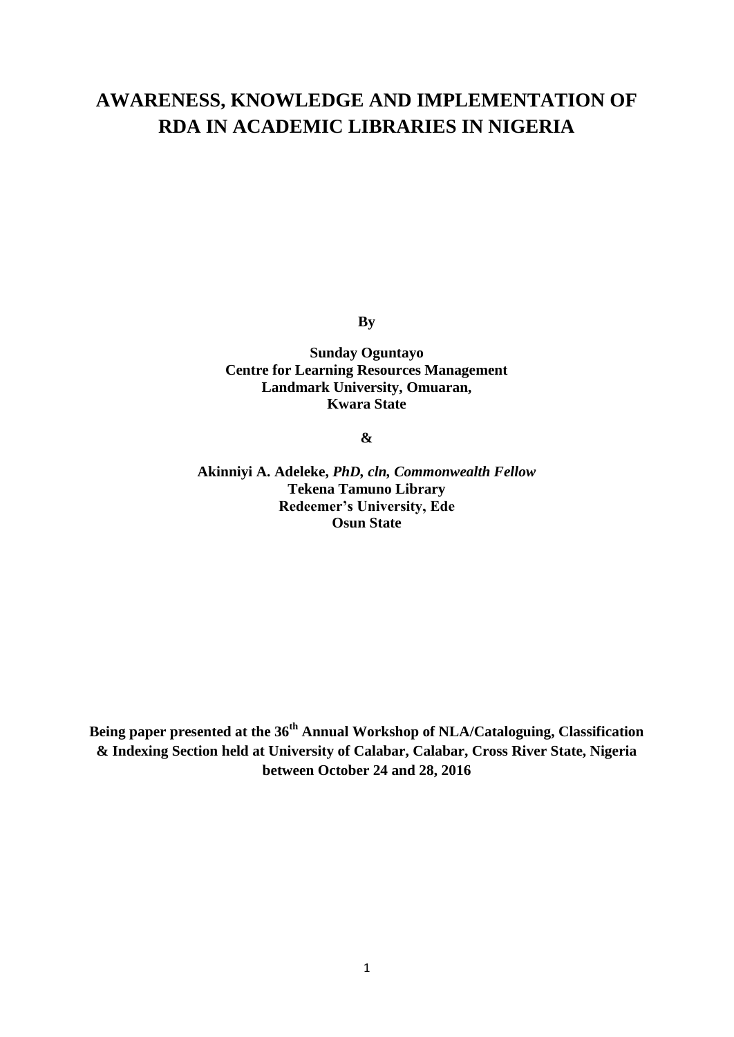# AWARENESS, KNOWLEDGE AND IMPLEMENTATION OF RDA IN ACADEMIC LIBRARIES IN NIGERIA

**By**

**Sunday Oguntayo**
**Centre for Learning Resources Management**
**Landmark University, Omuaran,**
**Kwara State**

**&**

**Akinniyi A. Adeleke,** ***PhD, cln, Commonwealth Fellow***
**Tekena Tamuno Library**
**Redeemer's University, Ede**
**Osun State**

**Being paper presented at the 36th Annual Workshop of NLA/Cataloguing, Classification & Indexing Section held at University of Calabar, Calabar, Cross River State, Nigeria between October 24 and 28, 2016**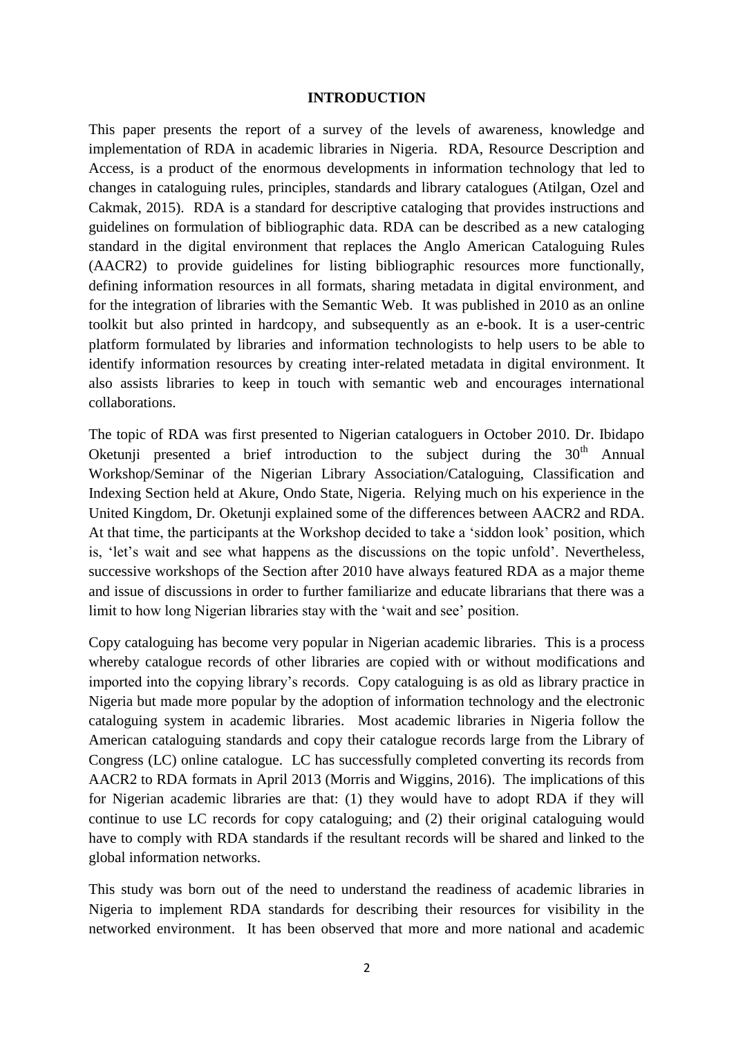## INTRODUCTION

This paper presents the report of a survey of the levels of awareness, knowledge and implementation of RDA in academic libraries in Nigeria. RDA, Resource Description and Access, is a product of the enormous developments in information technology that led to changes in cataloguing rules, principles, standards and library catalogues (Atilgan, Ozel and Cakmak, 2015). RDA is a standard for descriptive cataloging that provides instructions and guidelines on formulation of bibliographic data. RDA can be described as a new cataloging standard in the digital environment that replaces the Anglo American Cataloguing Rules (AACR2) to provide guidelines for listing bibliographic resources more functionally, defining information resources in all formats, sharing metadata in digital environment, and for the integration of libraries with the Semantic Web. It was published in 2010 as an online toolkit but also printed in hardcopy, and subsequently as an e-book. It is a user-centric platform formulated by libraries and information technologists to help users to be able to identify information resources by creating inter-related metadata in digital environment. It also assists libraries to keep in touch with semantic web and encourages international collaborations.

The topic of RDA was first presented to Nigerian cataloguers in October 2010. Dr. Ibidapo Oketunji presented a brief introduction to the subject during the 30th Annual Workshop/Seminar of the Nigerian Library Association/Cataloguing, Classification and Indexing Section held at Akure, Ondo State, Nigeria. Relying much on his experience in the United Kingdom, Dr. Oketunji explained some of the differences between AACR2 and RDA. At that time, the participants at the Workshop decided to take a 'siddon look' position, which is, 'let's wait and see what happens as the discussions on the topic unfold'. Nevertheless, successive workshops of the Section after 2010 have always featured RDA as a major theme and issue of discussions in order to further familiarize and educate librarians that there was a limit to how long Nigerian libraries stay with the 'wait and see' position.

Copy cataloguing has become very popular in Nigerian academic libraries. This is a process whereby catalogue records of other libraries are copied with or without modifications and imported into the copying library's records. Copy cataloguing is as old as library practice in Nigeria but made more popular by the adoption of information technology and the electronic cataloguing system in academic libraries. Most academic libraries in Nigeria follow the American cataloguing standards and copy their catalogue records large from the Library of Congress (LC) online catalogue. LC has successfully completed converting its records from AACR2 to RDA formats in April 2013 (Morris and Wiggins, 2016). The implications of this for Nigerian academic libraries are that: (1) they would have to adopt RDA if they will continue to use LC records for copy cataloguing; and (2) their original cataloguing would have to comply with RDA standards if the resultant records will be shared and linked to the global information networks.

This study was born out of the need to understand the readiness of academic libraries in Nigeria to implement RDA standards for describing their resources for visibility in the networked environment. It has been observed that more and more national and academic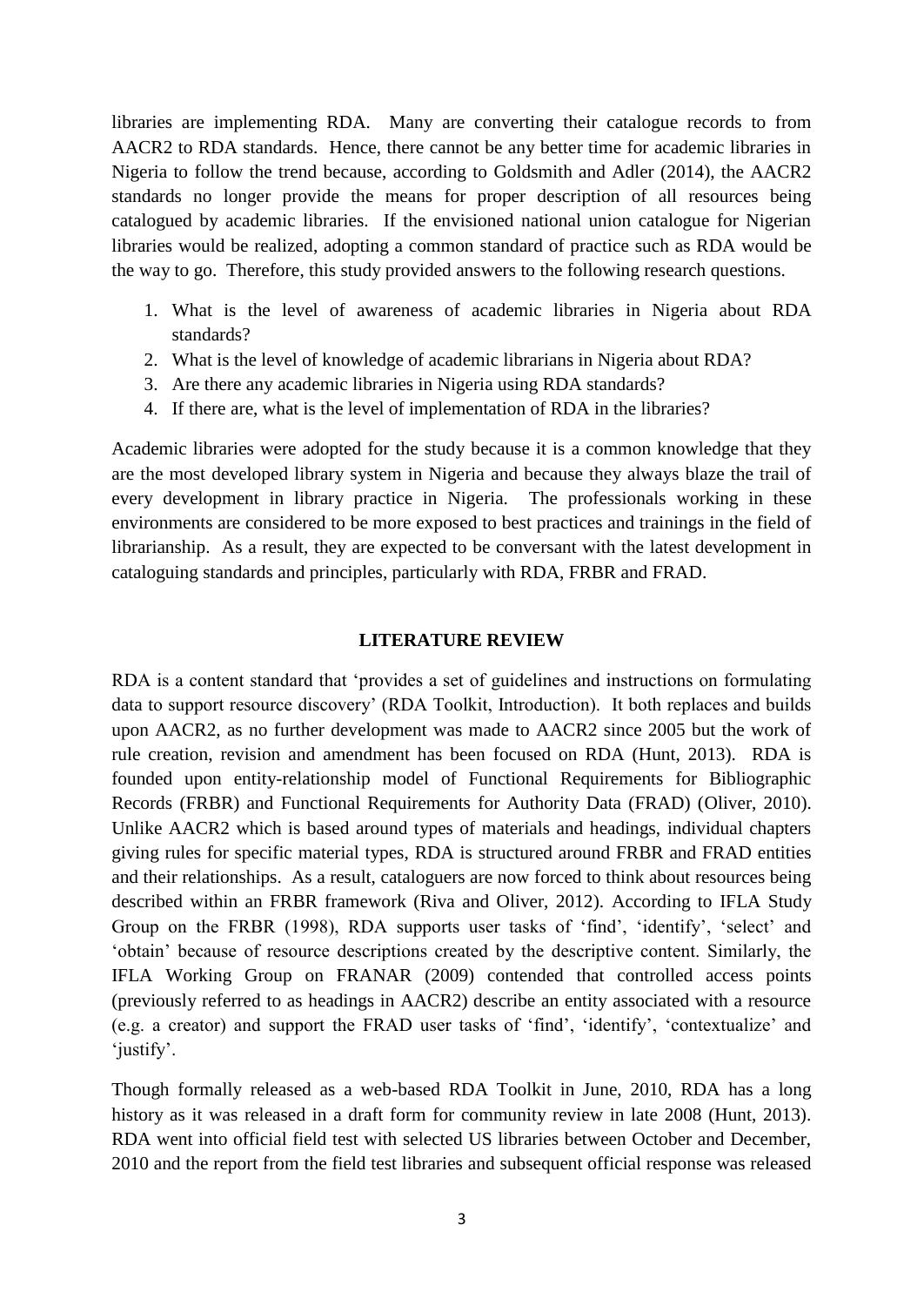libraries are implementing RDA. Many are converting their catalogue records to from AACR2 to RDA standards. Hence, there cannot be any better time for academic libraries in Nigeria to follow the trend because, according to Goldsmith and Adler (2014), the AACR2 standards no longer provide the means for proper description of all resources being catalogued by academic libraries. If the envisioned national union catalogue for Nigerian libraries would be realized, adopting a common standard of practice such as RDA would be the way to go. Therefore, this study provided answers to the following research questions.

1. What is the level of awareness of academic libraries in Nigeria about RDA standards?
2. What is the level of knowledge of academic librarians in Nigeria about RDA?
3. Are there any academic libraries in Nigeria using RDA standards?
4. If there are, what is the level of implementation of RDA in the libraries?

Academic libraries were adopted for the study because it is a common knowledge that they are the most developed library system in Nigeria and because they always blaze the trail of every development in library practice in Nigeria. The professionals working in these environments are considered to be more exposed to best practices and trainings in the field of librarianship. As a result, they are expected to be conversant with the latest development in cataloguing standards and principles, particularly with RDA, FRBR and FRAD.

## LITERATURE REVIEW

RDA is a content standard that 'provides a set of guidelines and instructions on formulating data to support resource discovery' (RDA Toolkit, Introduction). It both replaces and builds upon AACR2, as no further development was made to AACR2 since 2005 but the work of rule creation, revision and amendment has been focused on RDA (Hunt, 2013). RDA is founded upon entity-relationship model of Functional Requirements for Bibliographic Records (FRBR) and Functional Requirements for Authority Data (FRAD) (Oliver, 2010). Unlike AACR2 which is based around types of materials and headings, individual chapters giving rules for specific material types, RDA is structured around FRBR and FRAD entities and their relationships. As a result, cataloguers are now forced to think about resources being described within an FRBR framework (Riva and Oliver, 2012). According to IFLA Study Group on the FRBR (1998), RDA supports user tasks of 'find', 'identify', 'select' and 'obtain' because of resource descriptions created by the descriptive content. Similarly, the IFLA Working Group on FRANAR (2009) contended that controlled access points (previously referred to as headings in AACR2) describe an entity associated with a resource (e.g. a creator) and support the FRAD user tasks of 'find', 'identify', 'contextualize' and 'justify'.

Though formally released as a web-based RDA Toolkit in June, 2010, RDA has a long history as it was released in a draft form for community review in late 2008 (Hunt, 2013). RDA went into official field test with selected US libraries between October and December, 2010 and the report from the field test libraries and subsequent official response was released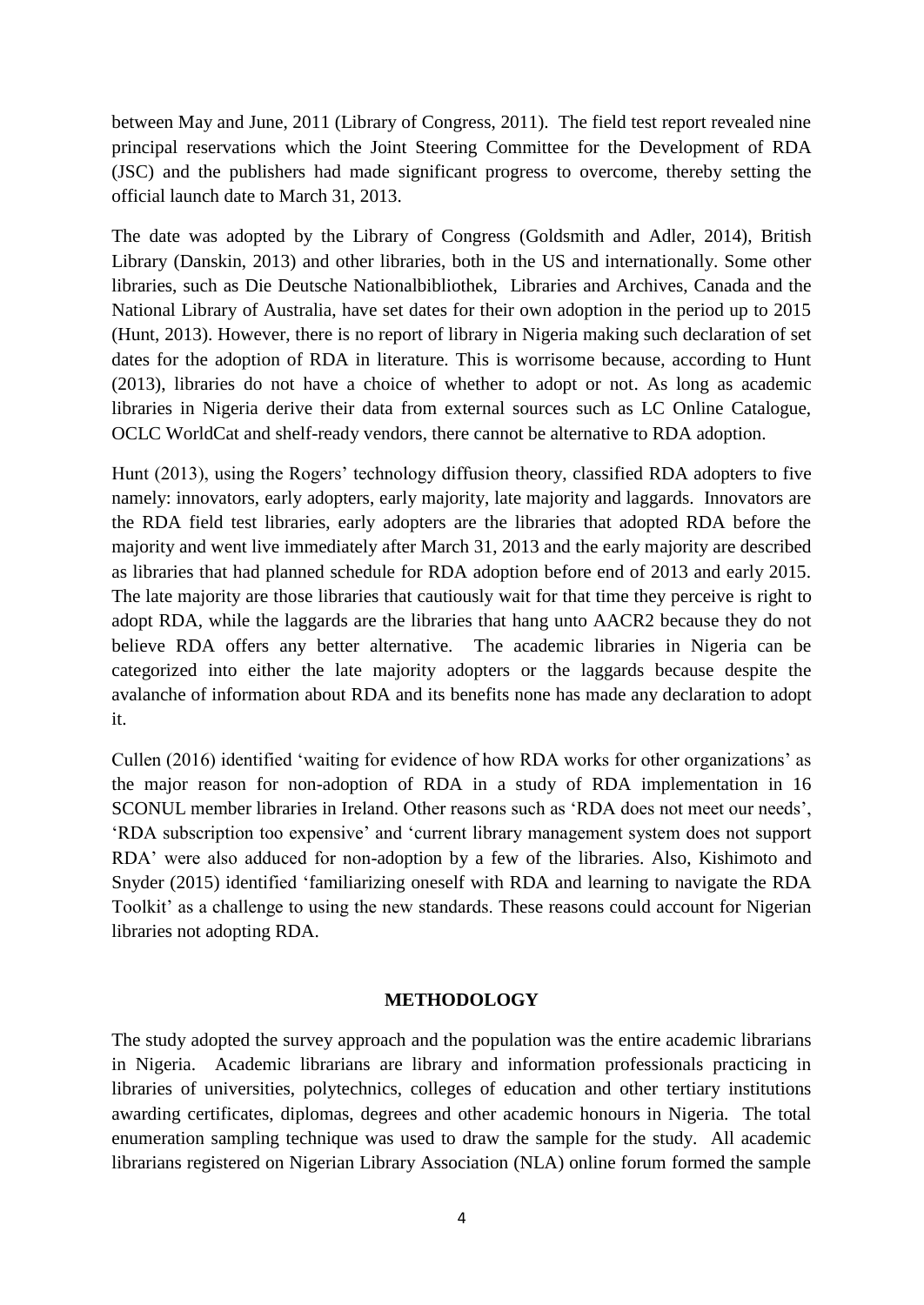between May and June, 2011 (Library of Congress, 2011). The field test report revealed nine principal reservations which the Joint Steering Committee for the Development of RDA (JSC) and the publishers had made significant progress to overcome, thereby setting the official launch date to March 31, 2013.

The date was adopted by the Library of Congress (Goldsmith and Adler, 2014), British Library (Danskin, 2013) and other libraries, both in the US and internationally. Some other libraries, such as Die Deutsche Nationalbibliothek, Libraries and Archives, Canada and the National Library of Australia, have set dates for their own adoption in the period up to 2015 (Hunt, 2013). However, there is no report of library in Nigeria making such declaration of set dates for the adoption of RDA in literature. This is worrisome because, according to Hunt (2013), libraries do not have a choice of whether to adopt or not. As long as academic libraries in Nigeria derive their data from external sources such as LC Online Catalogue, OCLC WorldCat and shelf-ready vendors, there cannot be alternative to RDA adoption.

Hunt (2013), using the Rogers' technology diffusion theory, classified RDA adopters to five namely: innovators, early adopters, early majority, late majority and laggards. Innovators are the RDA field test libraries, early adopters are the libraries that adopted RDA before the majority and went live immediately after March 31, 2013 and the early majority are described as libraries that had planned schedule for RDA adoption before end of 2013 and early 2015. The late majority are those libraries that cautiously wait for that time they perceive is right to adopt RDA, while the laggards are the libraries that hang unto AACR2 because they do not believe RDA offers any better alternative. The academic libraries in Nigeria can be categorized into either the late majority adopters or the laggards because despite the avalanche of information about RDA and its benefits none has made any declaration to adopt it.

Cullen (2016) identified 'waiting for evidence of how RDA works for other organizations' as the major reason for non-adoption of RDA in a study of RDA implementation in 16 SCONUL member libraries in Ireland. Other reasons such as 'RDA does not meet our needs', 'RDA subscription too expensive' and 'current library management system does not support RDA' were also adduced for non-adoption by a few of the libraries. Also, Kishimoto and Snyder (2015) identified 'familiarizing oneself with RDA and learning to navigate the RDA Toolkit' as a challenge to using the new standards. These reasons could account for Nigerian libraries not adopting RDA.

## METHODOLOGY

The study adopted the survey approach and the population was the entire academic librarians in Nigeria. Academic librarians are library and information professionals practicing in libraries of universities, polytechnics, colleges of education and other tertiary institutions awarding certificates, diplomas, degrees and other academic honours in Nigeria. The total enumeration sampling technique was used to draw the sample for the study. All academic librarians registered on Nigerian Library Association (NLA) online forum formed the sample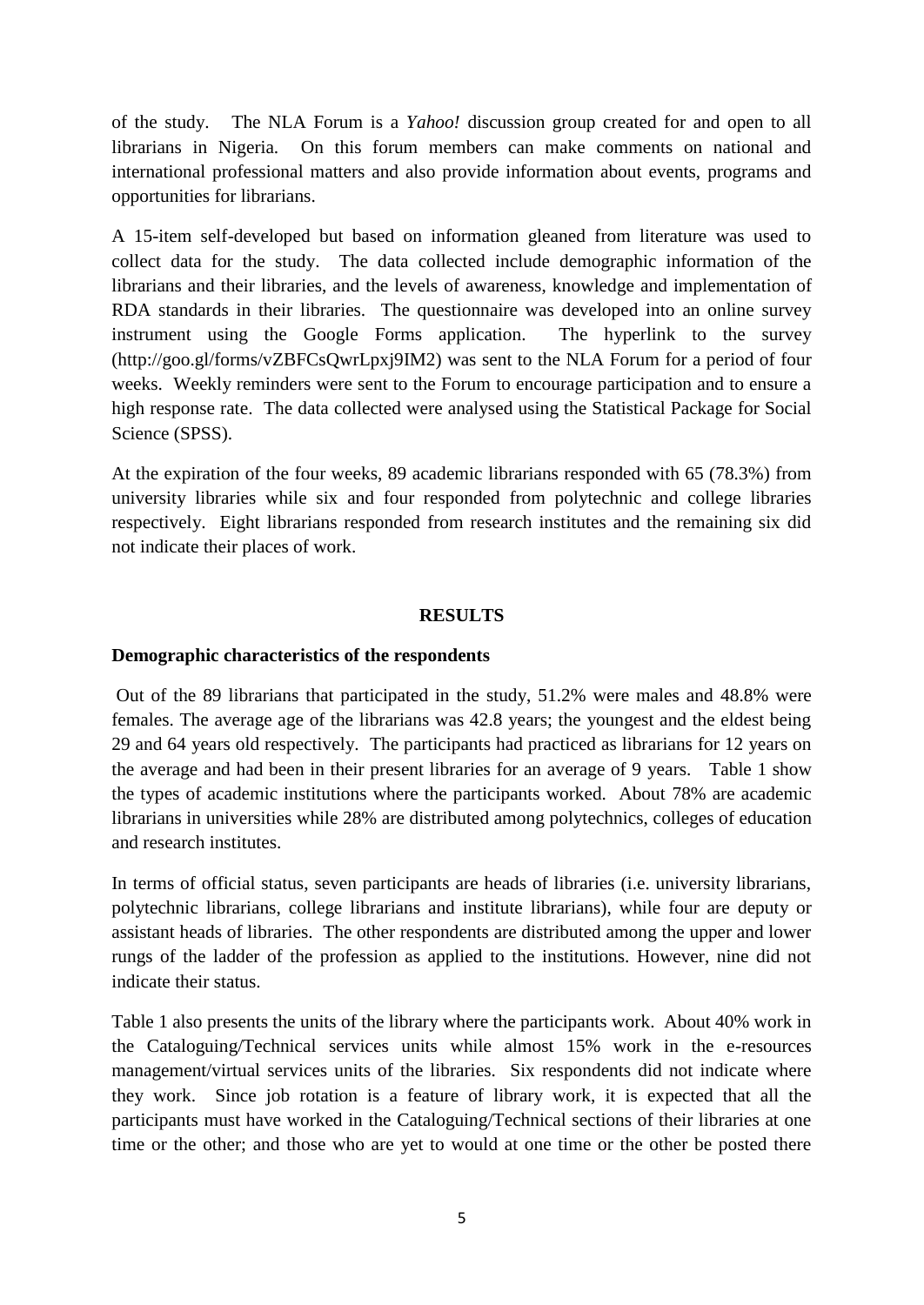of the study. The NLA Forum is a *Yahoo!* discussion group created for and open to all librarians in Nigeria. On this forum members can make comments on national and international professional matters and also provide information about events, programs and opportunities for librarians.

A 15-item self-developed but based on information gleaned from literature was used to collect data for the study. The data collected include demographic information of the librarians and their libraries, and the levels of awareness, knowledge and implementation of RDA standards in their libraries. The questionnaire was developed into an online survey instrument using the Google Forms application. The hyperlink to the survey (http://goo.gl/forms/vZBFCsQwrLpxj9IM2) was sent to the NLA Forum for a period of four weeks. Weekly reminders were sent to the Forum to encourage participation and to ensure a high response rate. The data collected were analysed using the Statistical Package for Social Science (SPSS).

At the expiration of the four weeks, 89 academic librarians responded with 65 (78.3%) from university libraries while six and four responded from polytechnic and college libraries respectively. Eight librarians responded from research institutes and the remaining six did not indicate their places of work.

## RESULTS

### Demographic characteristics of the respondents

Out of the 89 librarians that participated in the study, 51.2% were males and 48.8% were females. The average age of the librarians was 42.8 years; the youngest and the eldest being 29 and 64 years old respectively. The participants had practiced as librarians for 12 years on the average and had been in their present libraries for an average of 9 years. Table 1 show the types of academic institutions where the participants worked. About 78% are academic librarians in universities while 28% are distributed among polytechnics, colleges of education and research institutes.

In terms of official status, seven participants are heads of libraries (i.e. university librarians, polytechnic librarians, college librarians and institute librarians), while four are deputy or assistant heads of libraries. The other respondents are distributed among the upper and lower rungs of the ladder of the profession as applied to the institutions. However, nine did not indicate their status.

Table 1 also presents the units of the library where the participants work. About 40% work in the Cataloguing/Technical services units while almost 15% work in the e-resources management/virtual services units of the libraries. Six respondents did not indicate where they work. Since job rotation is a feature of library work, it is expected that all the participants must have worked in the Cataloguing/Technical sections of their libraries at one time or the other; and those who are yet to would at one time or the other be posted there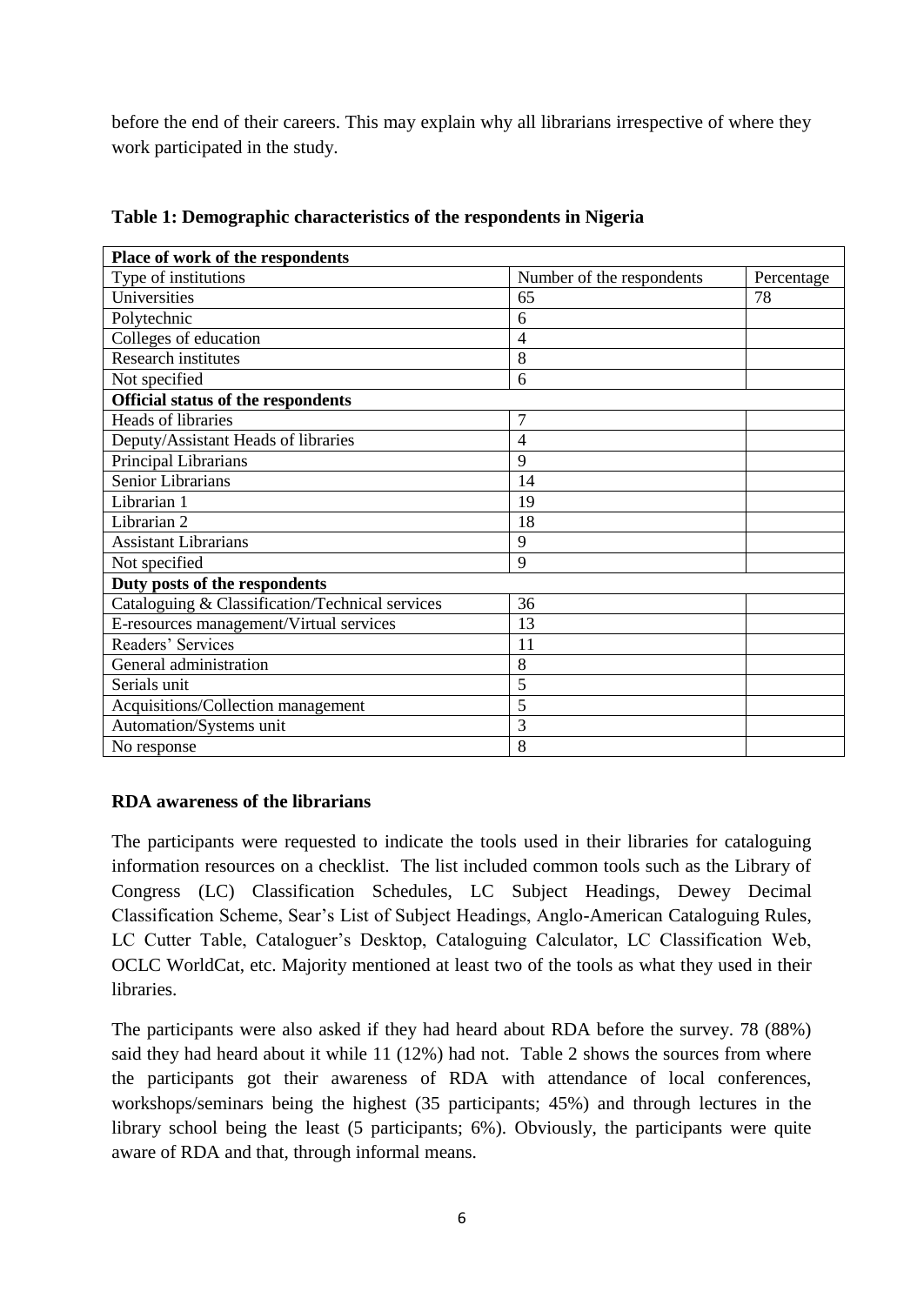before the end of their careers. This may explain why all librarians irrespective of where they work participated in the study.

**Table 1: Demographic characteristics of the respondents in Nigeria**

| **Place of work of the respondents** | | |
|---|---|---|
| Type of institutions | Number of the respondents | Percentage |
| Universities | 65 | 78 |
| Polytechnic | 6 | |
| Colleges of education | 4 | |
| Research institutes | 8 | |
| Not specified | 6 | |
| **Official status of the respondents** | | |
| Heads of libraries | 7 | |
| Deputy/Assistant Heads of libraries | 4 | |
| Principal Librarians | 9 | |
| Senior Librarians | 14 | |
| Librarian 1 | 19 | |
| Librarian 2 | 18 | |
| Assistant Librarians | 9 | |
| Not specified | 9 | |
| **Duty posts of the respondents** | | |
| Cataloguing & Classification/Technical services | 36 | |
| E-resources management/Virtual services | 13 | |
| Readers' Services | 11 | |
| General administration | 8 | |
| Serials unit | 5 | |
| Acquisitions/Collection management | 5 | |
| Automation/Systems unit | 3 | |
| No response | 8 | |

**RDA awareness of the librarians**

The participants were requested to indicate the tools used in their libraries for cataloguing information resources on a checklist. The list included common tools such as the Library of Congress (LC) Classification Schedules, LC Subject Headings, Dewey Decimal Classification Scheme, Sear's List of Subject Headings, Anglo-American Cataloguing Rules, LC Cutter Table, Cataloguer's Desktop, Cataloguing Calculator, LC Classification Web, OCLC WorldCat, etc. Majority mentioned at least two of the tools as what they used in their libraries.

The participants were also asked if they had heard about RDA before the survey. 78 (88%) said they had heard about it while 11 (12%) had not. Table 2 shows the sources from where the participants got their awareness of RDA with attendance of local conferences, workshops/seminars being the highest (35 participants; 45%) and through lectures in the library school being the least (5 participants; 6%). Obviously, the participants were quite aware of RDA and that, through informal means.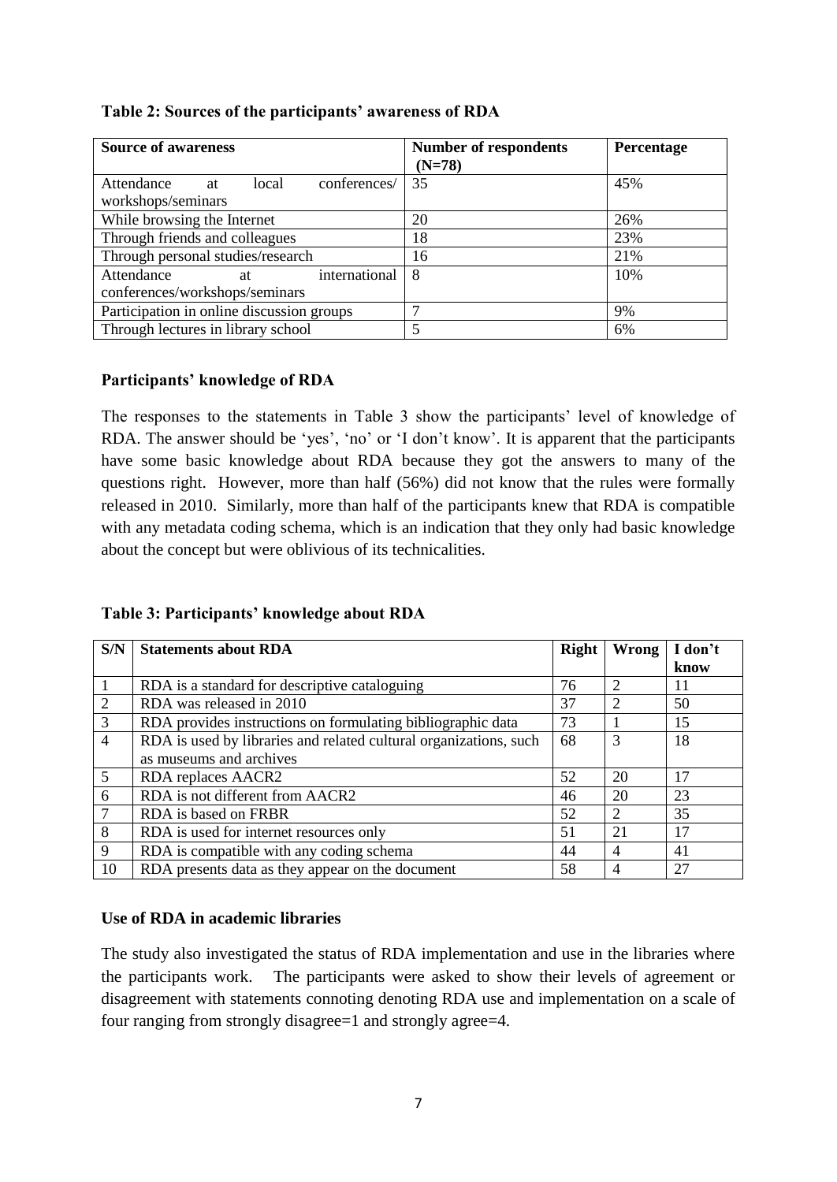**Table 2: Sources of the participants' awareness of RDA**

| Source of awareness | Number of respondents (N=78) | Percentage |
|---|---|---|
| Attendance at local conferences/ workshops/seminars | 35 | 45% |
| While browsing the Internet | 20 | 26% |
| Through friends and colleagues | 18 | 23% |
| Through personal studies/research | 16 | 21% |
| Attendance at international conferences/workshops/seminars | 8 | 10% |
| Participation in online discussion groups | 7 | 9% |
| Through lectures in library school | 5 | 6% |

### Participants' knowledge of RDA

The responses to the statements in Table 3 show the participants' level of knowledge of RDA. The answer should be 'yes', 'no' or 'I don't know'. It is apparent that the participants have some basic knowledge about RDA because they got the answers to many of the questions right. However, more than half (56%) did not know that the rules were formally released in 2010. Similarly, more than half of the participants knew that RDA is compatible with any metadata coding schema, which is an indication that they only had basic knowledge about the concept but were oblivious of its technicalities.

**Table 3: Participants' knowledge about RDA**

| S/N | Statements about RDA | Right | Wrong | I don't know |
|---|---|---|---|---|
| 1 | RDA is a standard for descriptive cataloguing | 76 | 2 | 11 |
| 2 | RDA was released in 2010 | 37 | 2 | 50 |
| 3 | RDA provides instructions on formulating bibliographic data | 73 | 1 | 15 |
| 4 | RDA is used by libraries and related cultural organizations, such as museums and archives | 68 | 3 | 18 |
| 5 | RDA replaces AACR2 | 52 | 20 | 17 |
| 6 | RDA is not different from AACR2 | 46 | 20 | 23 |
| 7 | RDA is based on FRBR | 52 | 2 | 35 |
| 8 | RDA is used for internet resources only | 51 | 21 | 17 |
| 9 | RDA is compatible with any coding schema | 44 | 4 | 41 |
| 10 | RDA presents data as they appear on the document | 58 | 4 | 27 |

### Use of RDA in academic libraries

The study also investigated the status of RDA implementation and use in the libraries where the participants work. The participants were asked to show their levels of agreement or disagreement with statements connoting denoting RDA use and implementation on a scale of four ranging from strongly disagree=1 and strongly agree=4.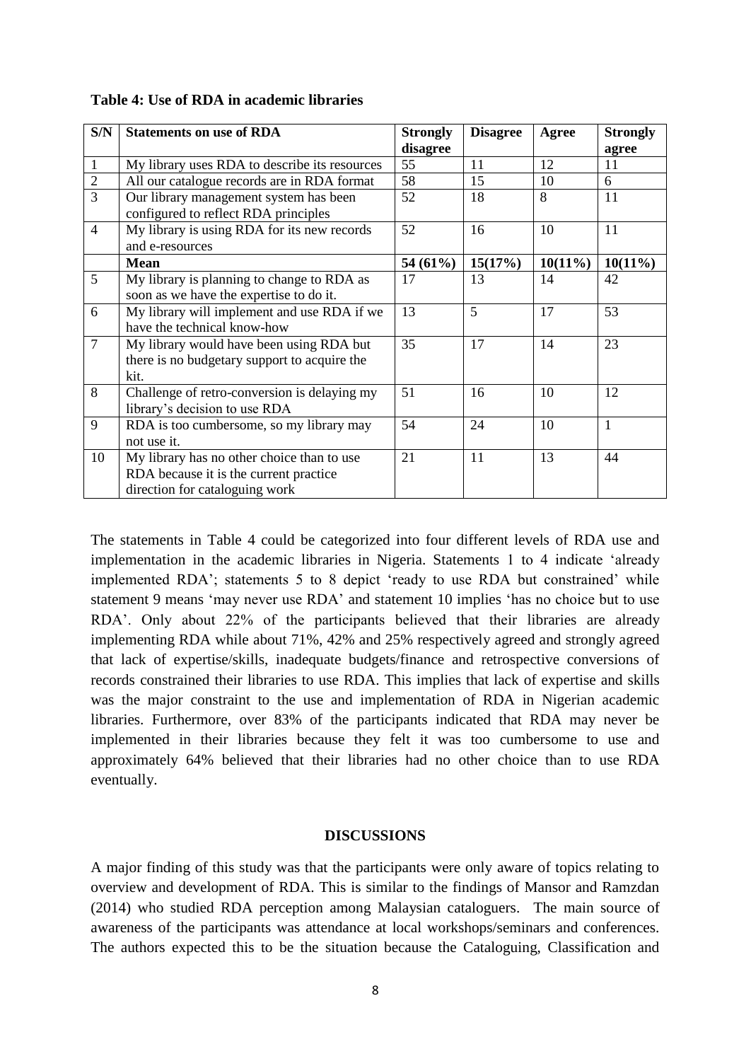**Table 4: Use of RDA in academic libraries**

| S/N | Statements on use of RDA | Strongly disagree | Disagree | Agree | Strongly agree |
|---|---|---|---|---|---|
| 1 | My library uses RDA to describe its resources | 55 | 11 | 12 | 11 |
| 2 | All our catalogue records are in RDA format | 58 | 15 | 10 | 6 |
| 3 | Our library management system has been configured to reflect RDA principles | 52 | 18 | 8 | 11 |
| 4 | My library is using RDA for its new records and e-resources | 52 | 16 | 10 | 11 |
| | **Mean** | **54 (61%)** | **15(17%)** | **10(11%)** | **10(11%)** |
| 5 | My library is planning to change to RDA as soon as we have the expertise to do it. | 17 | 13 | 14 | 42 |
| 6 | My library will implement and use RDA if we have the technical know-how | 13 | 5 | 17 | 53 |
| 7 | My library would have been using RDA but there is no budgetary support to acquire the kit. | 35 | 17 | 14 | 23 |
| 8 | Challenge of retro-conversion is delaying my library's decision to use RDA | 51 | 16 | 10 | 12 |
| 9 | RDA is too cumbersome, so my library may not use it. | 54 | 24 | 10 | 1 |
| 10 | My library has no other choice than to use RDA because it is the current practice direction for cataloguing work | 21 | 11 | 13 | 44 |

The statements in Table 4 could be categorized into four different levels of RDA use and implementation in the academic libraries in Nigeria. Statements 1 to 4 indicate 'already implemented RDA'; statements 5 to 8 depict 'ready to use RDA but constrained' while statement 9 means 'may never use RDA' and statement 10 implies 'has no choice but to use RDA'. Only about 22% of the participants believed that their libraries are already implementing RDA while about 71%, 42% and 25% respectively agreed and strongly agreed that lack of expertise/skills, inadequate budgets/finance and retrospective conversions of records constrained their libraries to use RDA. This implies that lack of expertise and skills was the major constraint to the use and implementation of RDA in Nigerian academic libraries. Furthermore, over 83% of the participants indicated that RDA may never be implemented in their libraries because they felt it was too cumbersome to use and approximately 64% believed that their libraries had no other choice than to use RDA eventually.

## DISCUSSIONS

A major finding of this study was that the participants were only aware of topics relating to overview and development of RDA. This is similar to the findings of Mansor and Ramzdan (2014) who studied RDA perception among Malaysian cataloguers. The main source of awareness of the participants was attendance at local workshops/seminars and conferences. The authors expected this to be the situation because the Cataloguing, Classification and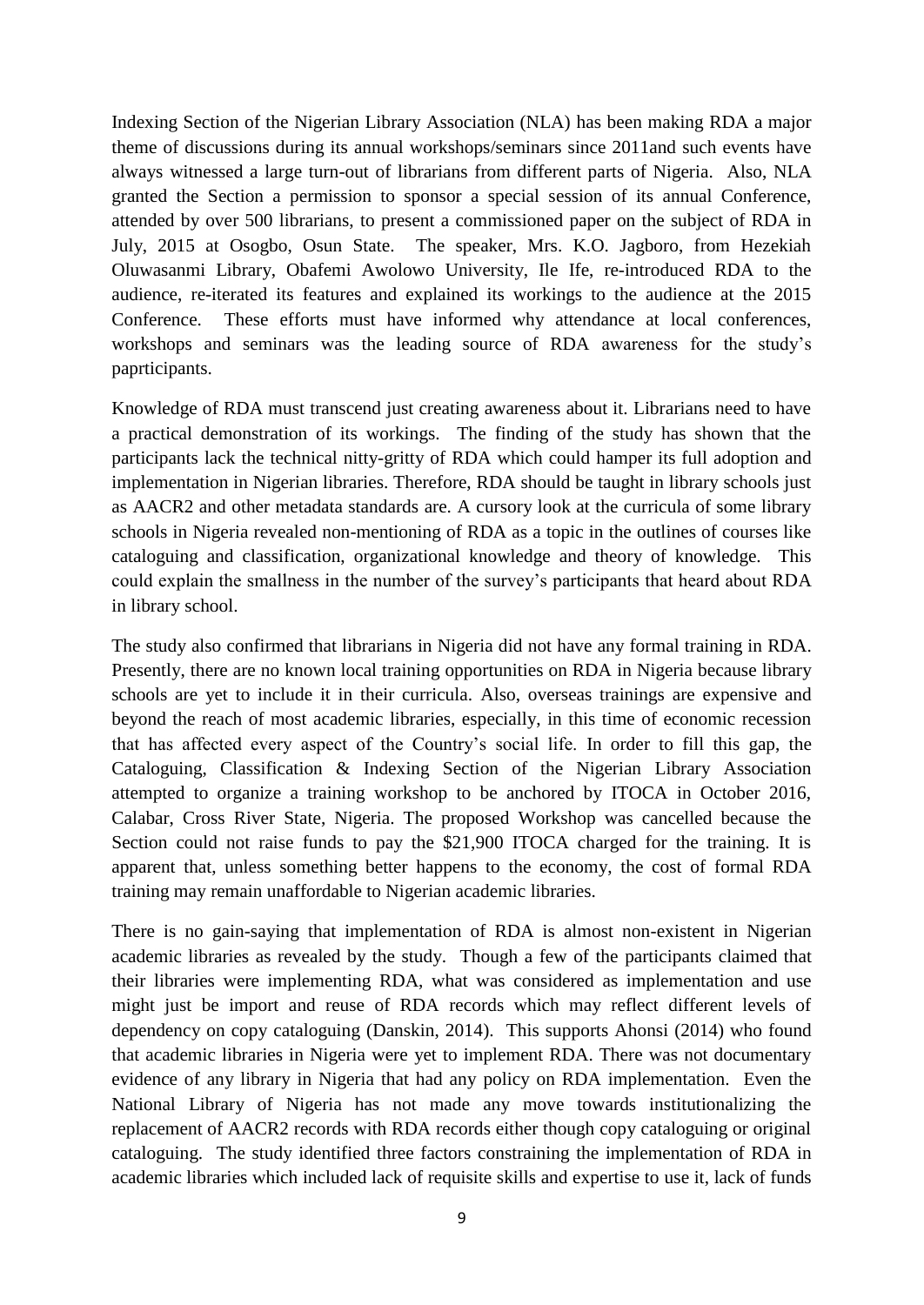Indexing Section of the Nigerian Library Association (NLA) has been making RDA a major theme of discussions during its annual workshops/seminars since 2011and such events have always witnessed a large turn-out of librarians from different parts of Nigeria. Also, NLA granted the Section a permission to sponsor a special session of its annual Conference, attended by over 500 librarians, to present a commissioned paper on the subject of RDA in July, 2015 at Osogbo, Osun State. The speaker, Mrs. K.O. Jagboro, from Hezekiah Oluwasanmi Library, Obafemi Awolowo University, Ile Ife, re-introduced RDA to the audience, re-iterated its features and explained its workings to the audience at the 2015 Conference. These efforts must have informed why attendance at local conferences, workshops and seminars was the leading source of RDA awareness for the study's paprticipants.

Knowledge of RDA must transcend just creating awareness about it. Librarians need to have a practical demonstration of its workings. The finding of the study has shown that the participants lack the technical nitty-gritty of RDA which could hamper its full adoption and implementation in Nigerian libraries. Therefore, RDA should be taught in library schools just as AACR2 and other metadata standards are. A cursory look at the curricula of some library schools in Nigeria revealed non-mentioning of RDA as a topic in the outlines of courses like cataloguing and classification, organizational knowledge and theory of knowledge. This could explain the smallness in the number of the survey's participants that heard about RDA in library school.

The study also confirmed that librarians in Nigeria did not have any formal training in RDA. Presently, there are no known local training opportunities on RDA in Nigeria because library schools are yet to include it in their curricula. Also, overseas trainings are expensive and beyond the reach of most academic libraries, especially, in this time of economic recession that has affected every aspect of the Country's social life. In order to fill this gap, the Cataloguing, Classification & Indexing Section of the Nigerian Library Association attempted to organize a training workshop to be anchored by ITOCA in October 2016, Calabar, Cross River State, Nigeria. The proposed Workshop was cancelled because the Section could not raise funds to pay the $21,900 ITOCA charged for the training. It is apparent that, unless something better happens to the economy, the cost of formal RDA training may remain unaffordable to Nigerian academic libraries.

There is no gain-saying that implementation of RDA is almost non-existent in Nigerian academic libraries as revealed by the study. Though a few of the participants claimed that their libraries were implementing RDA, what was considered as implementation and use might just be import and reuse of RDA records which may reflect different levels of dependency on copy cataloguing (Danskin, 2014). This supports Ahonsi (2014) who found that academic libraries in Nigeria were yet to implement RDA. There was not documentary evidence of any library in Nigeria that had any policy on RDA implementation. Even the National Library of Nigeria has not made any move towards institutionalizing the replacement of AACR2 records with RDA records either though copy cataloguing or original cataloguing. The study identified three factors constraining the implementation of RDA in academic libraries which included lack of requisite skills and expertise to use it, lack of funds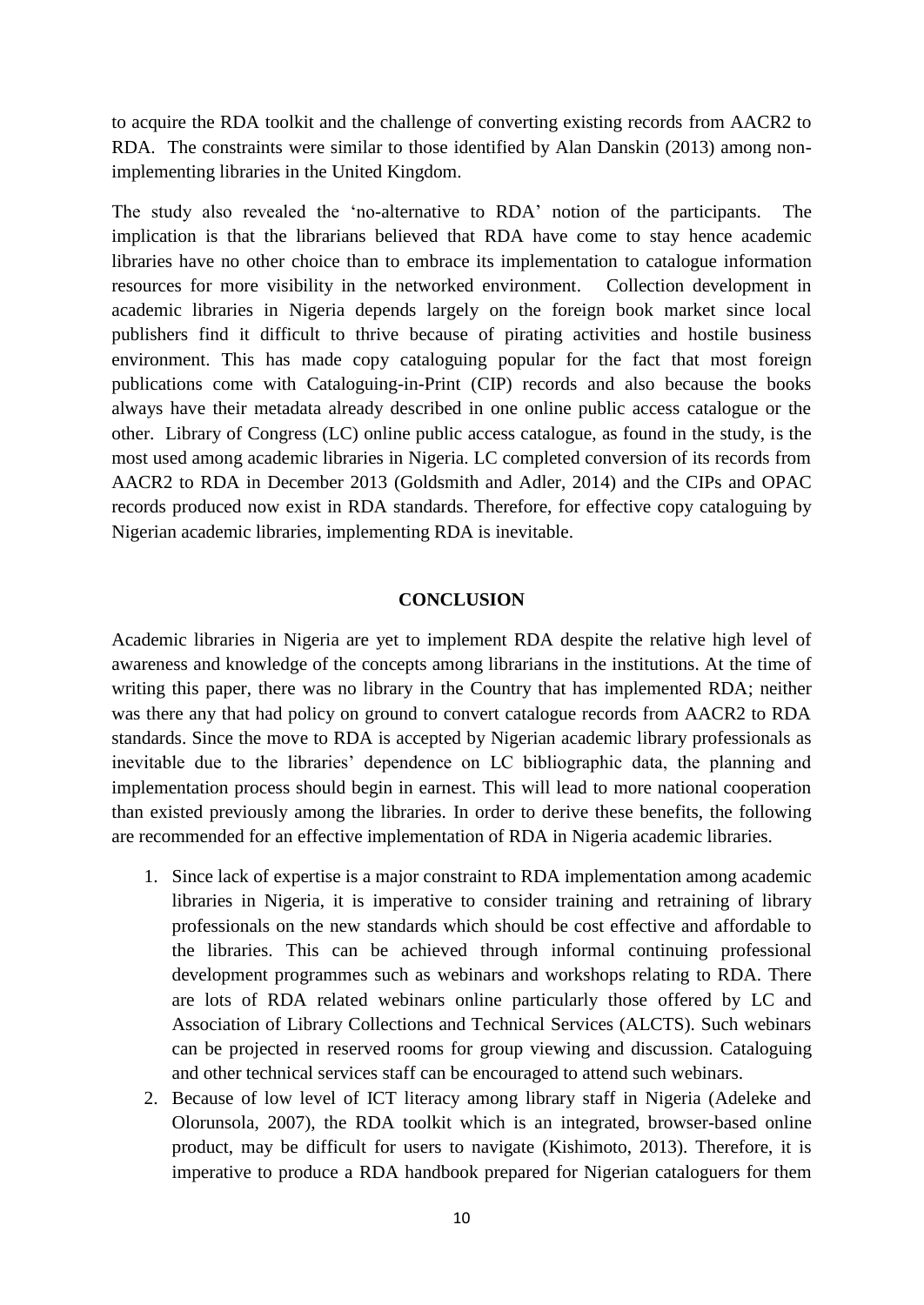to acquire the RDA toolkit and the challenge of converting existing records from AACR2 to RDA. The constraints were similar to those identified by Alan Danskin (2013) among non-implementing libraries in the United Kingdom.

The study also revealed the 'no-alternative to RDA' notion of the participants. The implication is that the librarians believed that RDA have come to stay hence academic libraries have no other choice than to embrace its implementation to catalogue information resources for more visibility in the networked environment. Collection development in academic libraries in Nigeria depends largely on the foreign book market since local publishers find it difficult to thrive because of pirating activities and hostile business environment. This has made copy cataloguing popular for the fact that most foreign publications come with Cataloguing-in-Print (CIP) records and also because the books always have their metadata already described in one online public access catalogue or the other. Library of Congress (LC) online public access catalogue, as found in the study, is the most used among academic libraries in Nigeria. LC completed conversion of its records from AACR2 to RDA in December 2013 (Goldsmith and Adler, 2014) and the CIPs and OPAC records produced now exist in RDA standards. Therefore, for effective copy cataloguing by Nigerian academic libraries, implementing RDA is inevitable.

## CONCLUSION

Academic libraries in Nigeria are yet to implement RDA despite the relative high level of awareness and knowledge of the concepts among librarians in the institutions. At the time of writing this paper, there was no library in the Country that has implemented RDA; neither was there any that had policy on ground to convert catalogue records from AACR2 to RDA standards. Since the move to RDA is accepted by Nigerian academic library professionals as inevitable due to the libraries' dependence on LC bibliographic data, the planning and implementation process should begin in earnest. This will lead to more national cooperation than existed previously among the libraries. In order to derive these benefits, the following are recommended for an effective implementation of RDA in Nigeria academic libraries.

1. Since lack of expertise is a major constraint to RDA implementation among academic libraries in Nigeria, it is imperative to consider training and retraining of library professionals on the new standards which should be cost effective and affordable to the libraries. This can be achieved through informal continuing professional development programmes such as webinars and workshops relating to RDA. There are lots of RDA related webinars online particularly those offered by LC and Association of Library Collections and Technical Services (ALCTS). Such webinars can be projected in reserved rooms for group viewing and discussion. Cataloguing and other technical services staff can be encouraged to attend such webinars.
2. Because of low level of ICT literacy among library staff in Nigeria (Adeleke and Olorunsola, 2007), the RDA toolkit which is an integrated, browser-based online product, may be difficult for users to navigate (Kishimoto, 2013). Therefore, it is imperative to produce a RDA handbook prepared for Nigerian cataloguers for them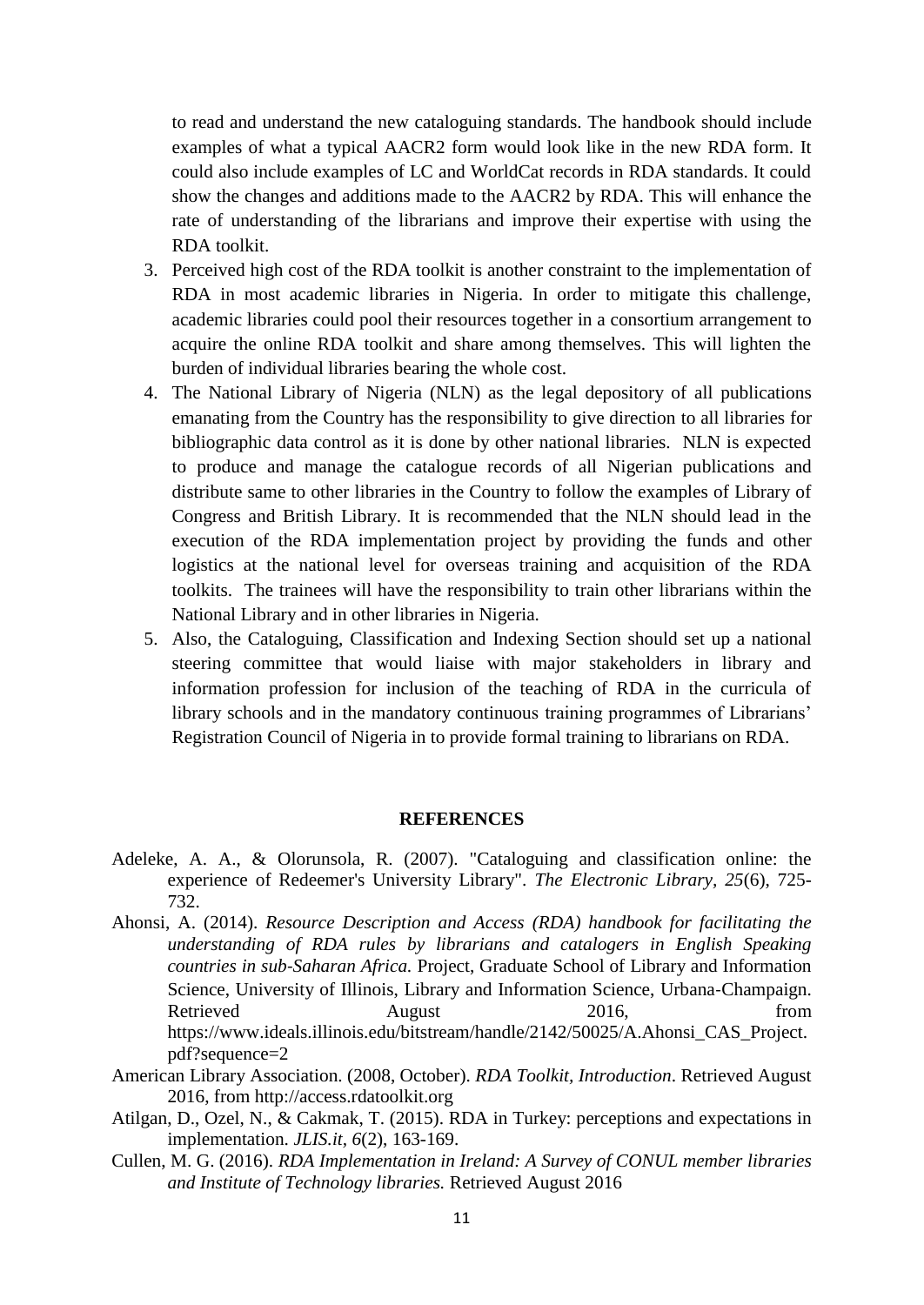to read and understand the new cataloguing standards. The handbook should include examples of what a typical AACR2 form would look like in the new RDA form. It could also include examples of LC and WorldCat records in RDA standards. It could show the changes and additions made to the AACR2 by RDA. This will enhance the rate of understanding of the librarians and improve their expertise with using the RDA toolkit.

3. Perceived high cost of the RDA toolkit is another constraint to the implementation of RDA in most academic libraries in Nigeria. In order to mitigate this challenge, academic libraries could pool their resources together in a consortium arrangement to acquire the online RDA toolkit and share among themselves. This will lighten the burden of individual libraries bearing the whole cost.
4. The National Library of Nigeria (NLN) as the legal depository of all publications emanating from the Country has the responsibility to give direction to all libraries for bibliographic data control as it is done by other national libraries. NLN is expected to produce and manage the catalogue records of all Nigerian publications and distribute same to other libraries in the Country to follow the examples of Library of Congress and British Library. It is recommended that the NLN should lead in the execution of the RDA implementation project by providing the funds and other logistics at the national level for overseas training and acquisition of the RDA toolkits. The trainees will have the responsibility to train other librarians within the National Library and in other libraries in Nigeria.
5. Also, the Cataloguing, Classification and Indexing Section should set up a national steering committee that would liaise with major stakeholders in library and information profession for inclusion of the teaching of RDA in the curricula of library schools and in the mandatory continuous training programmes of Librarians' Registration Council of Nigeria in to provide formal training to librarians on RDA.

## REFERENCES

Adeleke, A. A., & Olorunsola, R. (2007). "Cataloguing and classification online: the experience of Redeemer's University Library". *The Electronic Library, 25*(6), 725-732.

Ahonsi, A. (2014). *Resource Description and Access (RDA) handbook for facilitating the understanding of RDA rules by librarians and catalogers in English Speaking countries in sub-Saharan Africa.* Project, Graduate School of Library and Information Science, University of Illinois, Library and Information Science, Urbana-Champaign. Retrieved August 2016, from https://www.ideals.illinois.edu/bitstream/handle/2142/50025/A.Ahonsi_CAS_Project.pdf?sequence=2

American Library Association. (2008, October). *RDA Toolkit, Introduction*. Retrieved August 2016, from http://access.rdatoolkit.org

Atilgan, D., Ozel, N., & Cakmak, T. (2015). RDA in Turkey: perceptions and expectations in implementation. *JLIS.it, 6*(2), 163-169.

Cullen, M. G. (2016). *RDA Implementation in Ireland: A Survey of CONUL member libraries and Institute of Technology libraries.* Retrieved August 2016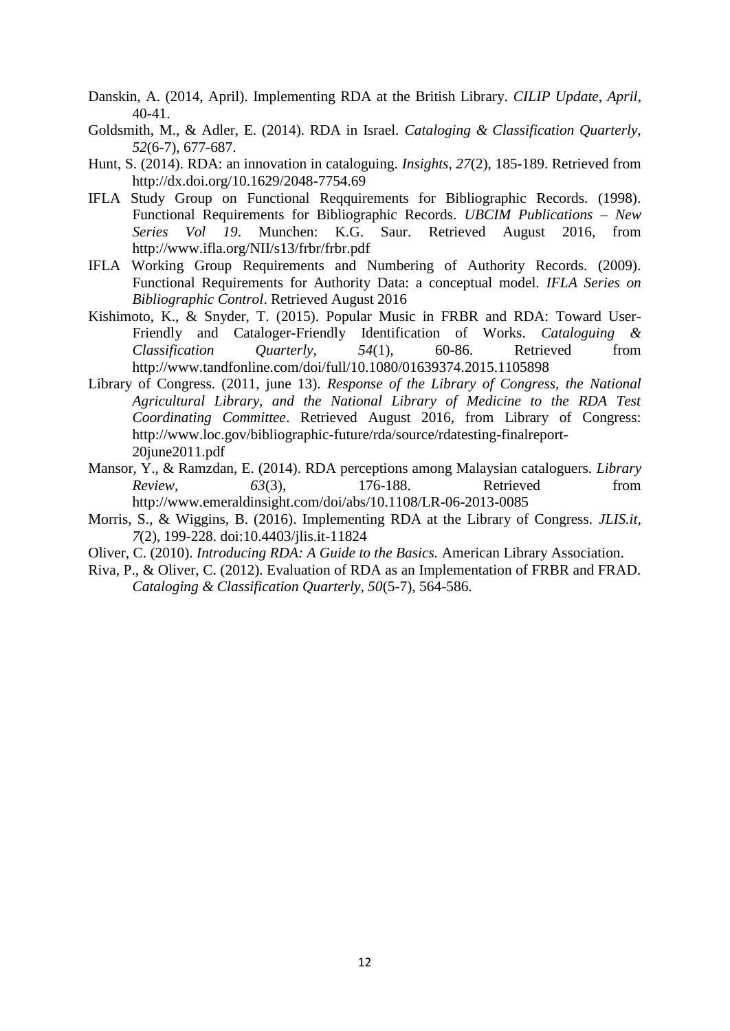Danskin, A. (2014, April). Implementing RDA at the British Library. *CILIP Update, April*, 40-41.

Goldsmith, M., & Adler, E. (2014). RDA in Israel. *Cataloging & Classification Quarterly, 52*(6-7), 677-687.

Hunt, S. (2014). RDA: an innovation in cataloguing. *Insights, 27*(2), 185-189. Retrieved from http://dx.doi.org/10.1629/2048-7754.69

IFLA Study Group on Functional Reqquirements for Bibliographic Records. (1998). Functional Requirements for Bibliographic Records. *UBCIM Publications – New Series Vol 19*. Munchen: K.G. Saur. Retrieved August 2016, from http://www.ifla.org/NII/s13/frbr/frbr.pdf

IFLA Working Group Requirements and Numbering of Authority Records. (2009). Functional Requirements for Authority Data: a conceptual model. *IFLA Series on Bibliographic Control*. Retrieved August 2016

Kishimoto, K., & Snyder, T. (2015). Popular Music in FRBR and RDA: Toward User-Friendly and Cataloger-Friendly Identification of Works. *Cataloguing & Classification Quarterly, 54*(1), 60-86. Retrieved from http://www.tandfonline.com/doi/full/10.1080/01639374.2015.1105898

Library of Congress. (2011, june 13). *Response of the Library of Congress, the National Agricultural Library, and the National Library of Medicine to the RDA Test Coordinating Committee*. Retrieved August 2016, from Library of Congress: http://www.loc.gov/bibliographic-future/rda/source/rdatesting-finalreport-20june2011.pdf

Mansor, Y., & Ramzdan, E. (2014). RDA perceptions among Malaysian cataloguers. *Library Review, 63*(3), 176-188. Retrieved from http://www.emeraldinsight.com/doi/abs/10.1108/LR-06-2013-0085

Morris, S., & Wiggins, B. (2016). Implementing RDA at the Library of Congress. *JLIS.it, 7*(2), 199-228. doi:10.4403/jlis.it-11824

Oliver, C. (2010). *Introducing RDA: A Guide to the Basics.* American Library Association.

Riva, P., & Oliver, C. (2012). Evaluation of RDA as an Implementation of FRBR and FRAD. *Cataloging & Classification Quarterly, 50*(5-7), 564-586.